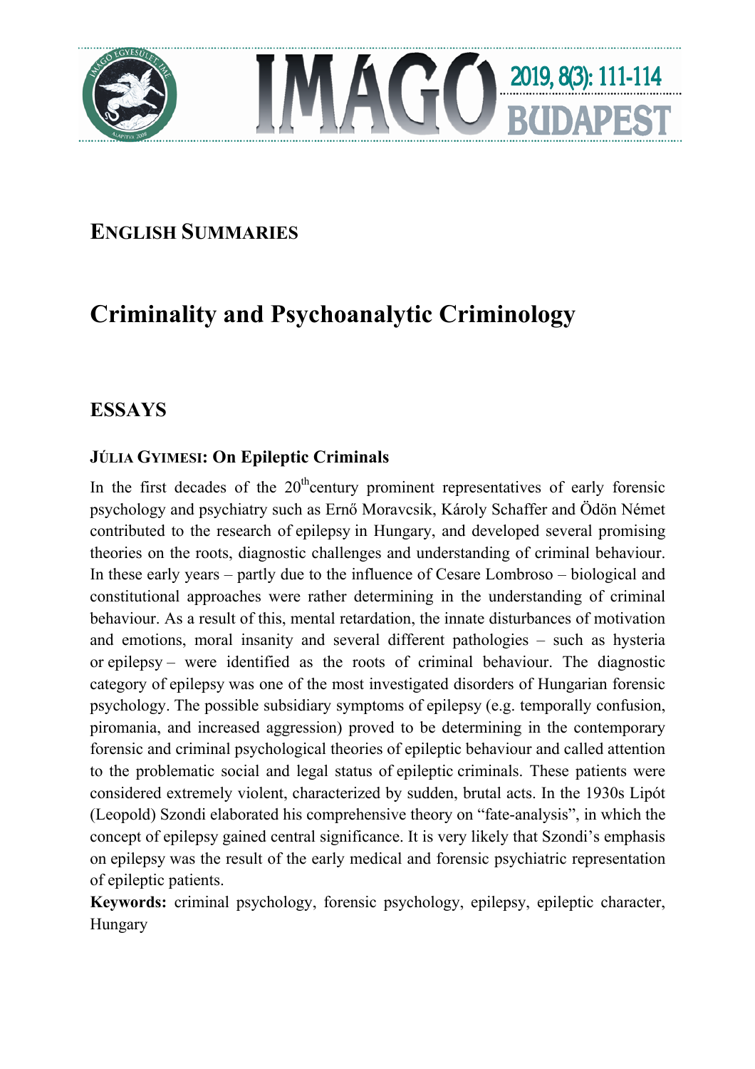## ENGLISH SUMMARIES

# Criminality and Psychoanalytic Criminology

## ESSAYS

### JÚLIA GYIMESI: On Epileptic Criminals

In the first decades of the 20th century prominent representatives of early forensic psychology and psychiatry such as Ernő Moravcsik, Károly Schaffer and Ödön Német contributed to the research of epilepsy in Hungary, and developed several promising theories on the roots, diagnostic challenges and understanding of criminal behaviour. In these early years – partly due to the influence of Cesare Lombroso – biological and constitutional approaches were rather determining in the understanding of criminal behaviour. As a result of this, mental retardation, the innate disturbances of motivation and emotions, moral insanity and several different pathologies – such as hysteria or epilepsy – were identified as the roots of criminal behaviour. The diagnostic category of epilepsy was one of the most investigated disorders of Hungarian forensic psychology. The possible subsidiary symptoms of epilepsy (e.g. temporally confusion, piromania, and increased aggression) proved to be determining in the contemporary forensic and criminal psychological theories of epileptic behaviour and called attention to the problematic social and legal status of epileptic criminals. These patients were considered extremely violent, characterized by sudden, brutal acts. In the 1930s Lipót (Leopold) Szondi elaborated his comprehensive theory on "fate-analysis", in which the concept of epilepsy gained central significance. It is very likely that Szondi's emphasis on epilepsy was the result of the early medical and forensic psychiatric representation of epileptic patients.

**Keywords:** criminal psychology, forensic psychology, epilepsy, epileptic character, Hungary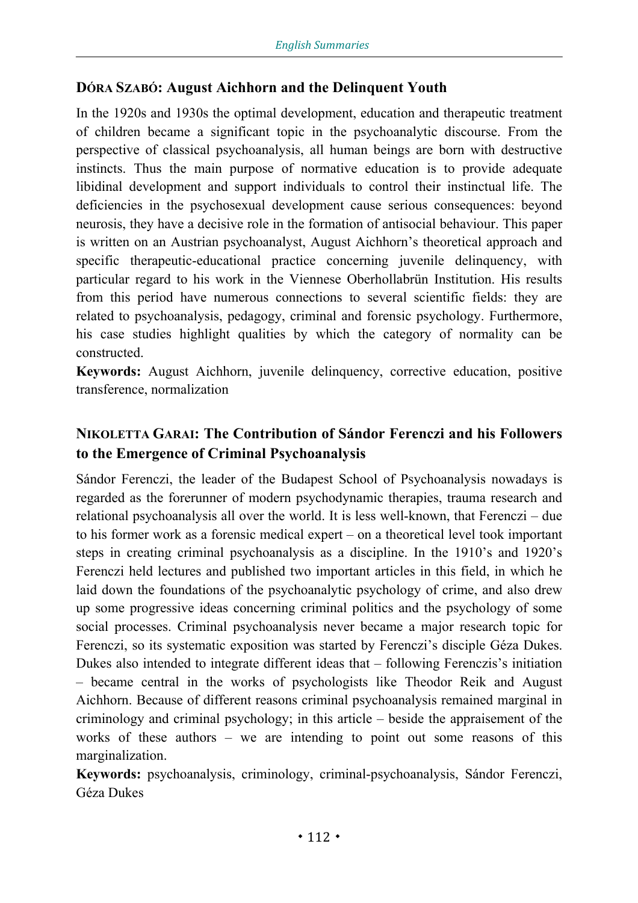## DÓRA SZABÓ: August Aichhorn and the Delinquent Youth

In the 1920s and 1930s the optimal development, education and therapeutic treatment of children became a significant topic in the psychoanalytic discourse. From the perspective of classical psychoanalysis, all human beings are born with destructive instincts. Thus the main purpose of normative education is to provide adequate libidinal development and support individuals to control their instinctual life. The deficiencies in the psychosexual development cause serious consequences: beyond neurosis, they have a decisive role in the formation of antisocial behaviour. This paper is written on an Austrian psychoanalyst, August Aichhorn's theoretical approach and specific therapeutic-educational practice concerning juvenile delinquency, with particular regard to his work in the Viennese Oberhollabrün Institution. His results from this period have numerous connections to several scientific fields: they are related to psychoanalysis, pedagogy, criminal and forensic psychology. Furthermore, his case studies highlight qualities by which the category of normality can be constructed.

**Keywords:** August Aichhorn, juvenile delinquency, corrective education, positive transference, normalization

## NIKOLETTA GARAI: The Contribution of Sándor Ferenczi and his Followers to the Emergence of Criminal Psychoanalysis

Sándor Ferenczi, the leader of the Budapest School of Psychoanalysis nowadays is regarded as the forerunner of modern psychodynamic therapies, trauma research and relational psychoanalysis all over the world. It is less well-known, that Ferenczi – due to his former work as a forensic medical expert – on a theoretical level took important steps in creating criminal psychoanalysis as a discipline. In the 1910's and 1920's Ferenczi held lectures and published two important articles in this field, in which he laid down the foundations of the psychoanalytic psychology of crime, and also drew up some progressive ideas concerning criminal politics and the psychology of some social processes. Criminal psychoanalysis never became a major research topic for Ferenczi, so its systematic exposition was started by Ferenczi's disciple Géza Dukes. Dukes also intended to integrate different ideas that – following Ferenczis's initiation – became central in the works of psychologists like Theodor Reik and August Aichhorn. Because of different reasons criminal psychoanalysis remained marginal in criminology and criminal psychology; in this article – beside the appraisement of the works of these authors – we are intending to point out some reasons of this marginalization.

**Keywords:** psychoanalysis, criminology, criminal-psychoanalysis, Sándor Ferenczi, Géza Dukes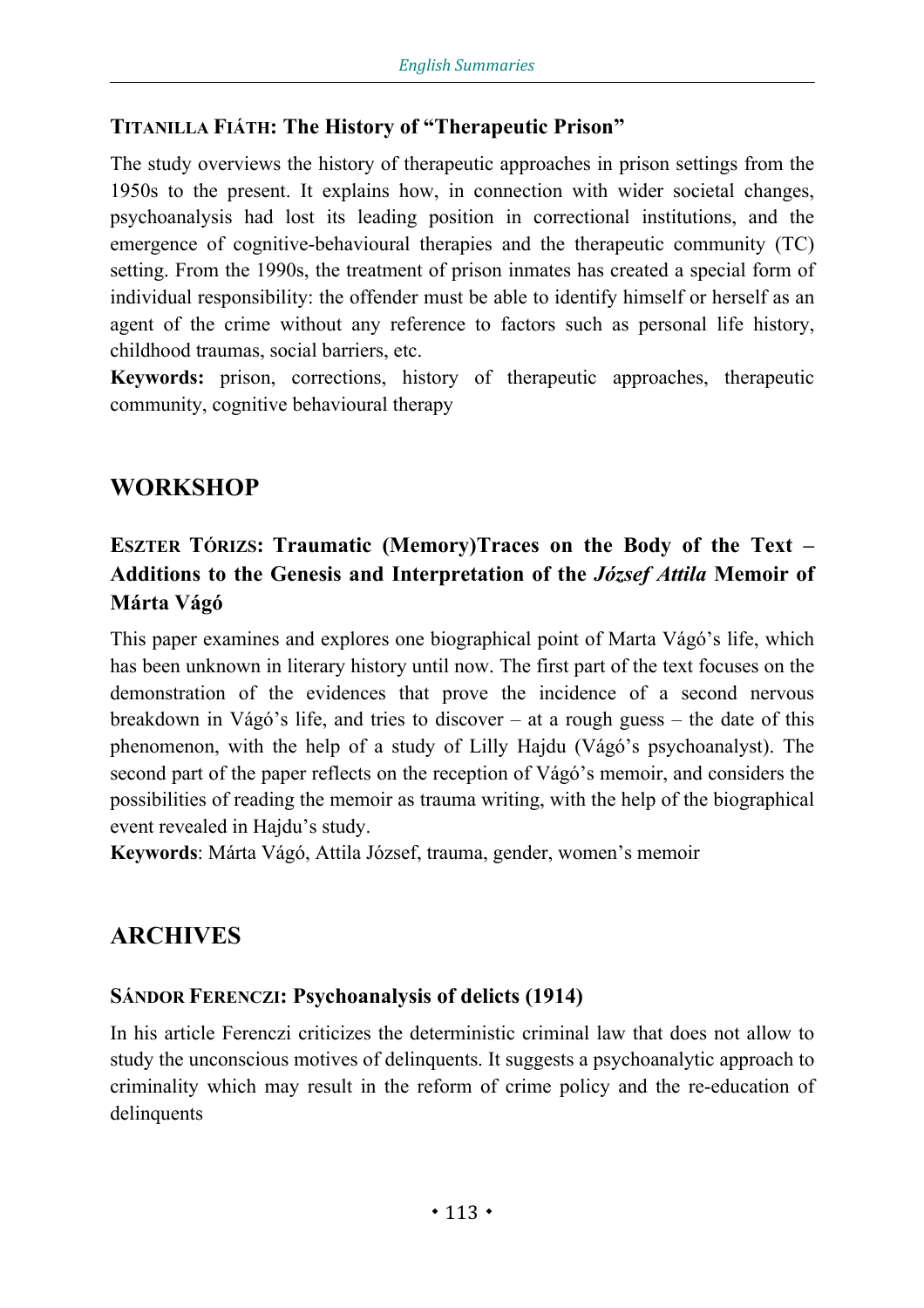### **TITANILLA FIÁTH: The History of "Therapeutic Prison"**

The study overviews the history of therapeutic approaches in prison settings from the 1950s to the present. It explains how, in connection with wider societal changes, psychoanalysis had lost its leading position in correctional institutions, and the emergence of cognitive-behavioural therapies and the therapeutic community (TC) setting. From the 1990s, the treatment of prison inmates has created a special form of individual responsibility: the offender must be able to identify himself or herself as an agent of the crime without any reference to factors such as personal life history, childhood traumas, social barriers, etc.

**Keywords:** prison, corrections, history of therapeutic approaches, therapeutic community, cognitive behavioural therapy

## WORKSHOP

### **ESZTER TÓRIZS: Traumatic (Memory)Traces on the Body of the Text – Additions to the Genesis and Interpretation of the *József Attila* Memoir of Márta Vágó**

This paper examines and explores one biographical point of Marta Vágó's life, which has been unknown in literary history until now. The first part of the text focuses on the demonstration of the evidences that prove the incidence of a second nervous breakdown in Vágó's life, and tries to discover – at a rough guess – the date of this phenomenon, with the help of a study of Lilly Hajdu (Vágó's psychoanalyst). The second part of the paper reflects on the reception of Vágó's memoir, and considers the possibilities of reading the memoir as trauma writing, with the help of the biographical event revealed in Hajdu's study.

**Keywords**: Márta Vágó, Attila József, trauma, gender, women's memoir

## ARCHIVES

### **SÁNDOR FERENCZI: Psychoanalysis of delicts (1914)**

In his article Ferenczi criticizes the deterministic criminal law that does not allow to study the unconscious motives of delinquents. It suggests a psychoanalytic approach to criminality which may result in the reform of crime policy and the re-education of delinquents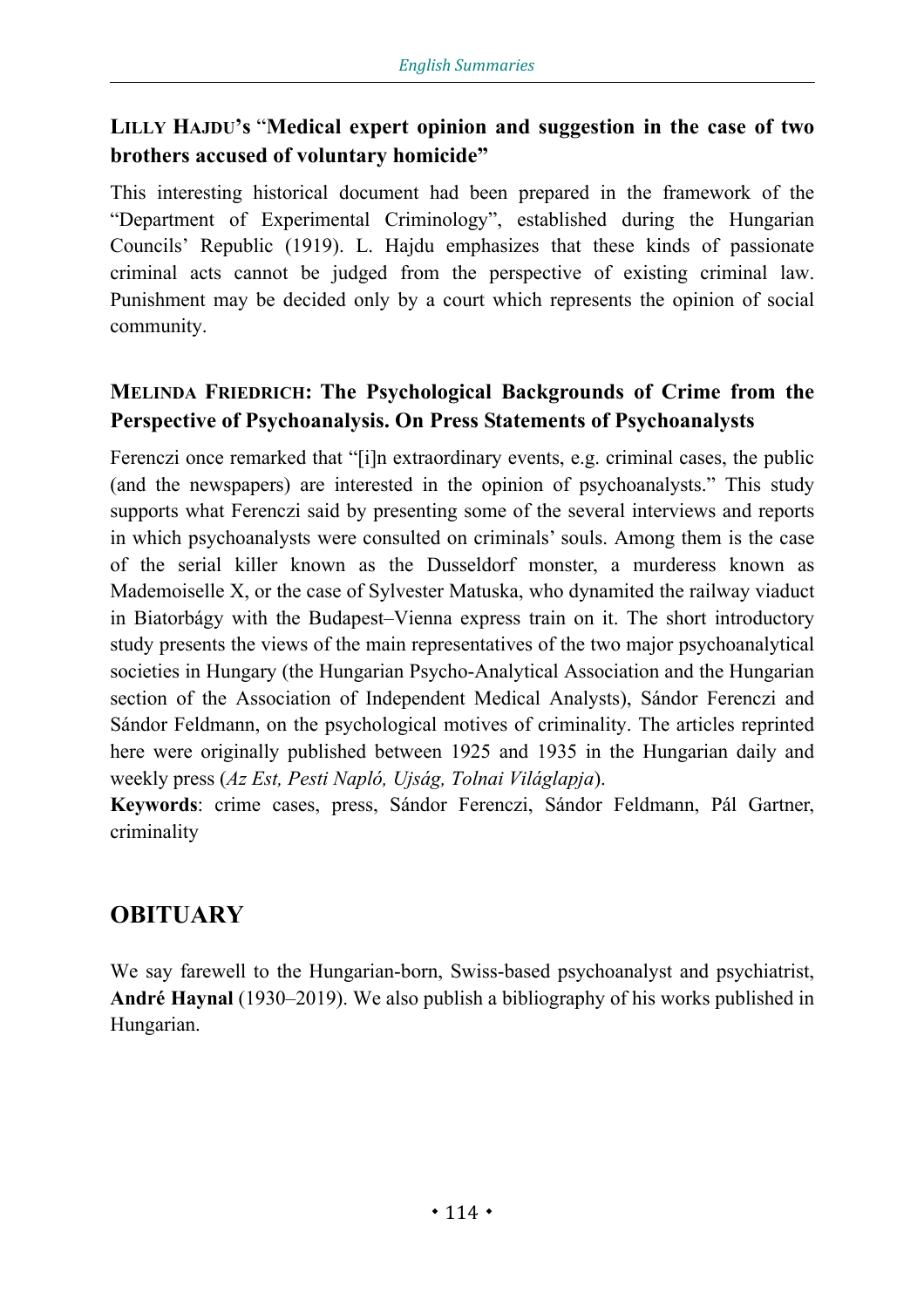### Lilly Hajdu's "Medical expert opinion and suggestion in the case of two brothers accused of voluntary homicide"

This interesting historical document had been prepared in the framework of the "Department of Experimental Criminology", established during the Hungarian Councils' Republic (1919). L. Hajdu emphasizes that these kinds of passionate criminal acts cannot be judged from the perspective of existing criminal law. Punishment may be decided only by a court which represents the opinion of social community.

### Melinda Friedrich: The Psychological Backgrounds of Crime from the Perspective of Psychoanalysis. On Press Statements of Psychoanalysts

Ferenczi once remarked that "[i]n extraordinary events, e.g. criminal cases, the public (and the newspapers) are interested in the opinion of psychoanalysts." This study supports what Ferenczi said by presenting some of the several interviews and reports in which psychoanalysts were consulted on criminals' souls. Among them is the case of the serial killer known as the Dusseldorf monster, a murderess known as Mademoiselle X, or the case of Sylvester Matuska, who dynamited the railway viaduct in Biatorbágy with the Budapest–Vienna express train on it. The short introductory study presents the views of the main representatives of the two major psychoanalytical societies in Hungary (the Hungarian Psycho-Analytical Association and the Hungarian section of the Association of Independent Medical Analysts), Sándor Ferenczi and Sándor Feldmann, on the psychological motives of criminality. The articles reprinted here were originally published between 1925 and 1935 in the Hungarian daily and weekly press (*Az Est, Pesti Napló, Ujság, Tolnai Világlapja*).

**Keywords**: crime cases, press, Sándor Ferenczi, Sándor Feldmann, Pál Gartner, criminality

## OBITUARY

We say farewell to the Hungarian-born, Swiss-based psychoanalyst and psychiatrist, **André Haynal** (1930–2019). We also publish a bibliography of his works published in Hungarian.